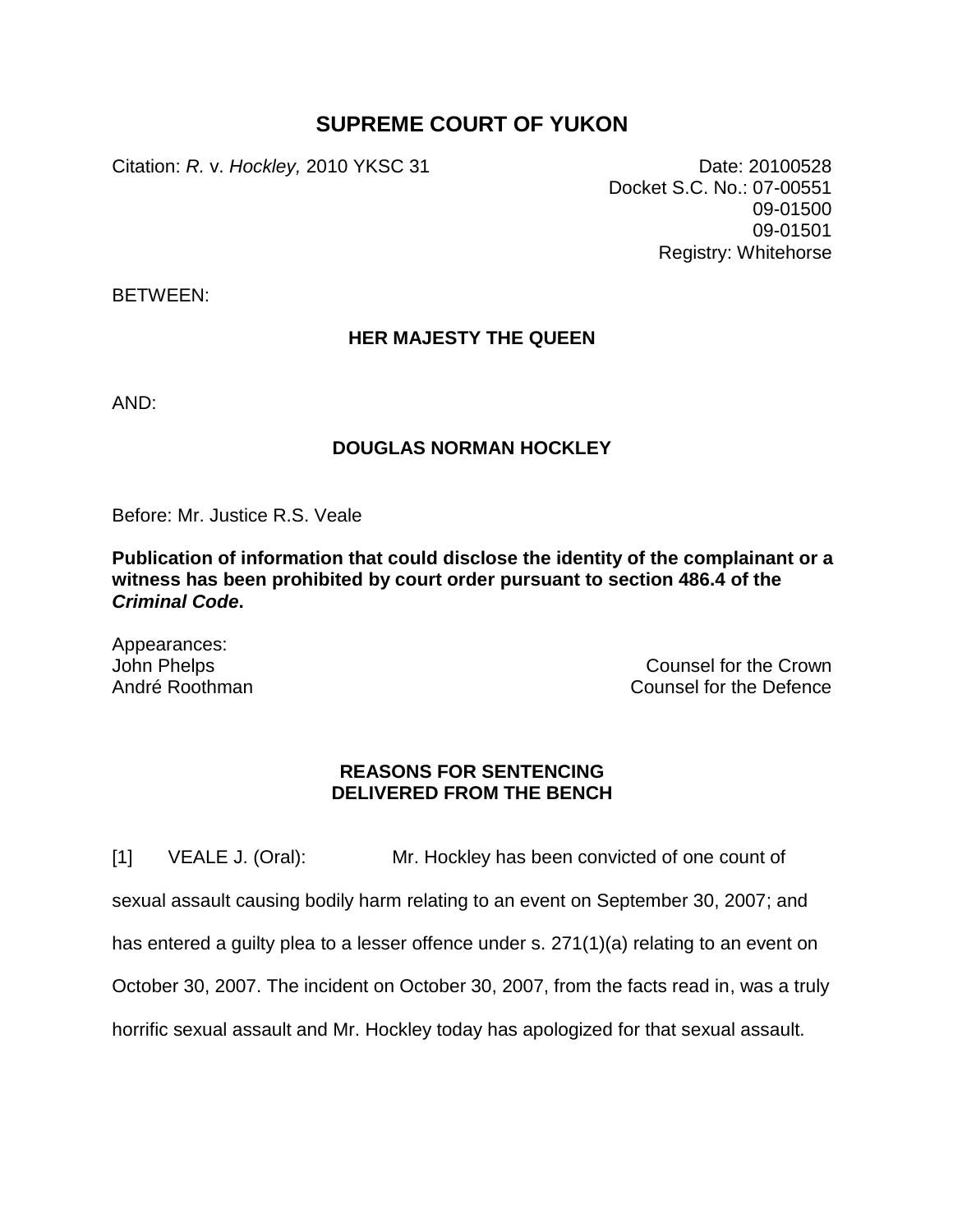# SUPREME COURT OF YUKON

Citation: *R.* v. *Hockley,* 2010 YKSC 31

Date: 20100528
Docket S.C. No.: 07-00551
09-01500
09-01501
Registry: Whitehorse

BETWEEN:

**HER MAJESTY THE QUEEN**

AND:

**DOUGLAS NORMAN HOCKLEY**

Before: Mr. Justice R.S. Veale

**Publication of information that could disclose the identity of the complainant or a witness has been prohibited by court order pursuant to section 486.4 of the *Criminal Code*.**

Appearances:
John Phelps — Counsel for the Crown
André Roothman — Counsel for the Defence

## REASONS FOR SENTENCING DELIVERED FROM THE BENCH

[1] VEALE J. (Oral): Mr. Hockley has been convicted of one count of sexual assault causing bodily harm relating to an event on September 30, 2007; and has entered a guilty plea to a lesser offence under s. 271(1)(a) relating to an event on October 30, 2007. The incident on October 30, 2007, from the facts read in, was a truly horrific sexual assault and Mr. Hockley today has apologized for that sexual assault.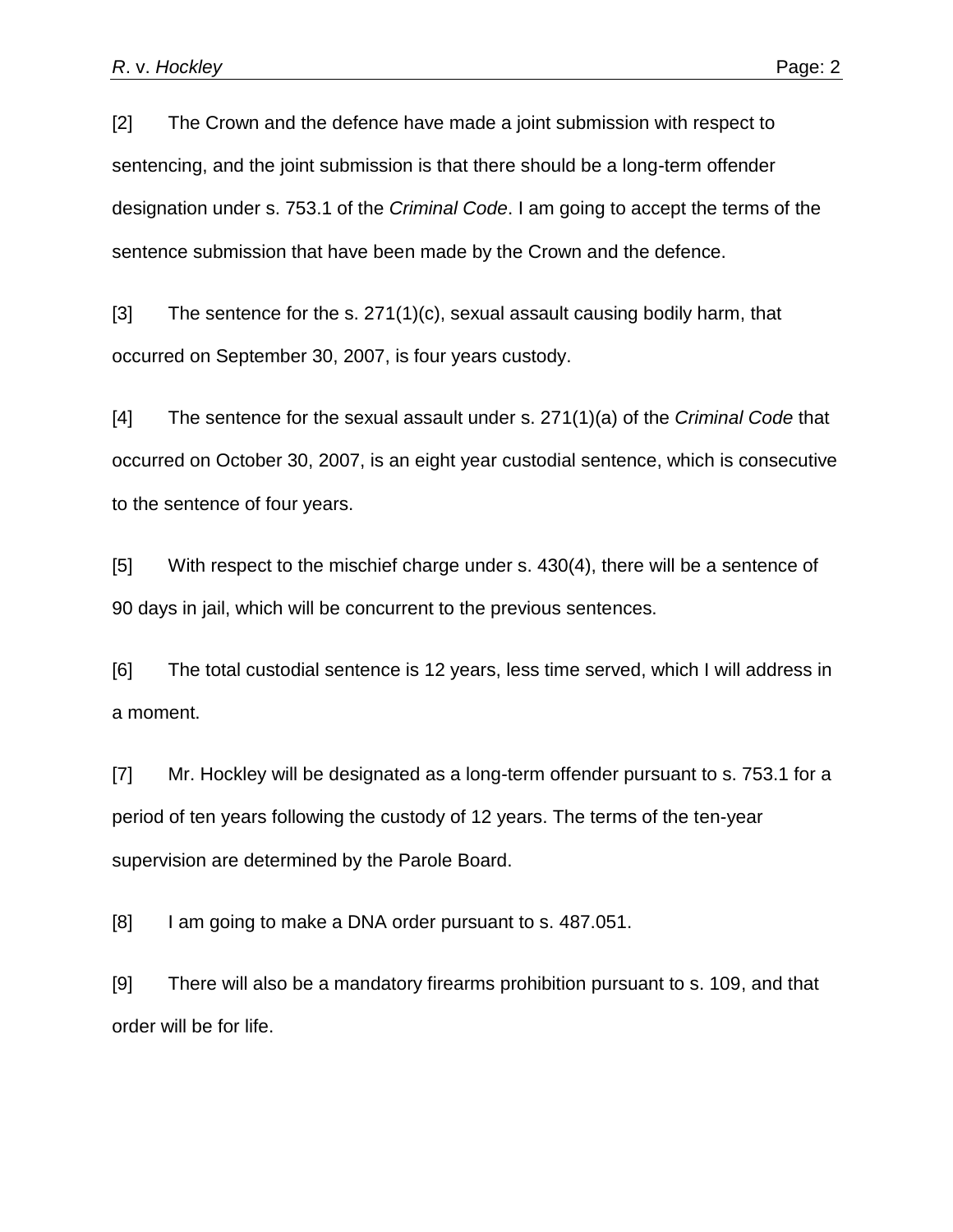[2] The Crown and the defence have made a joint submission with respect to sentencing, and the joint submission is that there should be a long-term offender designation under s. 753.1 of the *Criminal Code*. I am going to accept the terms of the sentence submission that have been made by the Crown and the defence.

[3] The sentence for the s. 271(1)(c), sexual assault causing bodily harm, that occurred on September 30, 2007, is four years custody.

[4] The sentence for the sexual assault under s. 271(1)(a) of the *Criminal Code* that occurred on October 30, 2007, is an eight year custodial sentence, which is consecutive to the sentence of four years.

[5] With respect to the mischief charge under s. 430(4), there will be a sentence of 90 days in jail, which will be concurrent to the previous sentences.

[6] The total custodial sentence is 12 years, less time served, which I will address in a moment.

[7] Mr. Hockley will be designated as a long-term offender pursuant to s. 753.1 for a period of ten years following the custody of 12 years. The terms of the ten-year supervision are determined by the Parole Board.

[8] I am going to make a DNA order pursuant to s. 487.051.

[9] There will also be a mandatory firearms prohibition pursuant to s. 109, and that order will be for life.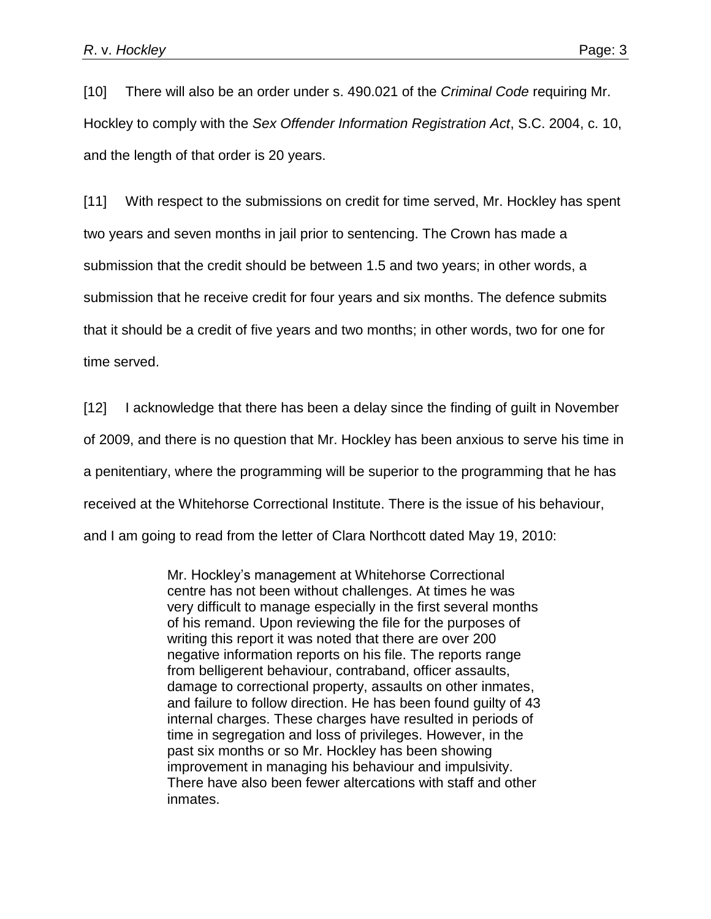[10] There will also be an order under s. 490.021 of the *Criminal Code* requiring Mr. Hockley to comply with the *Sex Offender Information Registration Act*, S.C. 2004, c. 10, and the length of that order is 20 years.

[11] With respect to the submissions on credit for time served, Mr. Hockley has spent two years and seven months in jail prior to sentencing. The Crown has made a submission that the credit should be between 1.5 and two years; in other words, a submission that he receive credit for four years and six months. The defence submits that it should be a credit of five years and two months; in other words, two for one for time served.

[12] I acknowledge that there has been a delay since the finding of guilt in November of 2009, and there is no question that Mr. Hockley has been anxious to serve his time in a penitentiary, where the programming will be superior to the programming that he has received at the Whitehorse Correctional Institute. There is the issue of his behaviour, and I am going to read from the letter of Clara Northcott dated May 19, 2010:

> Mr. Hockley's management at Whitehorse Correctional centre has not been without challenges. At times he was very difficult to manage especially in the first several months of his remand. Upon reviewing the file for the purposes of writing this report it was noted that there are over 200 negative information reports on his file. The reports range from belligerent behaviour, contraband, officer assaults, damage to correctional property, assaults on other inmates, and failure to follow direction. He has been found guilty of 43 internal charges. These charges have resulted in periods of time in segregation and loss of privileges. However, in the past six months or so Mr. Hockley has been showing improvement in managing his behaviour and impulsivity. There have also been fewer altercations with staff and other inmates.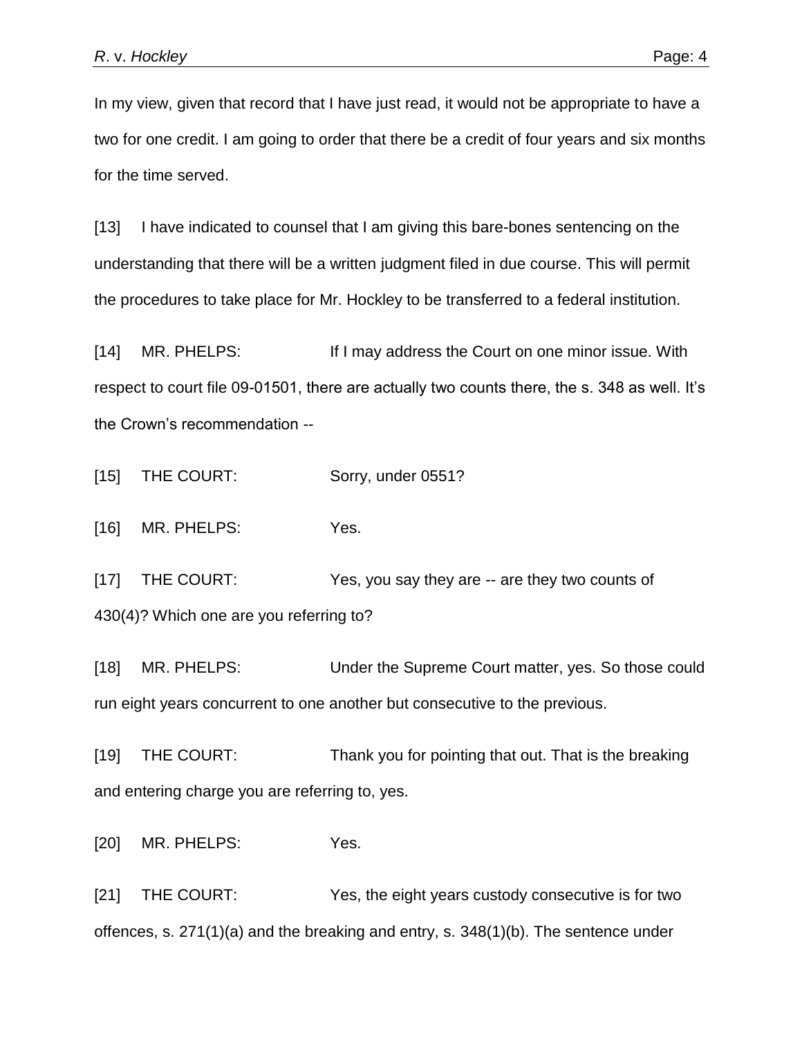In my view, given that record that I have just read, it would not be appropriate to have a two for one credit. I am going to order that there be a credit of four years and six months for the time served.

[13] I have indicated to counsel that I am giving this bare-bones sentencing on the understanding that there will be a written judgment filed in due course. This will permit the procedures to take place for Mr. Hockley to be transferred to a federal institution.

[14] MR. PHELPS: If I may address the Court on one minor issue. With respect to court file 09-01501, there are actually two counts there, the s. 348 as well. It's the Crown's recommendation --

[15] THE COURT: Sorry, under 0551?

[16] MR. PHELPS: Yes.

[17] THE COURT: Yes, you say they are -- are they two counts of 430(4)? Which one are you referring to?

[18] MR. PHELPS: Under the Supreme Court matter, yes. So those could run eight years concurrent to one another but consecutive to the previous.

[19] THE COURT: Thank you for pointing that out. That is the breaking and entering charge you are referring to, yes.

[20] MR. PHELPS: Yes.

[21] THE COURT: Yes, the eight years custody consecutive is for two offences, s. 271(1)(a) and the breaking and entry, s. 348(1)(b). The sentence under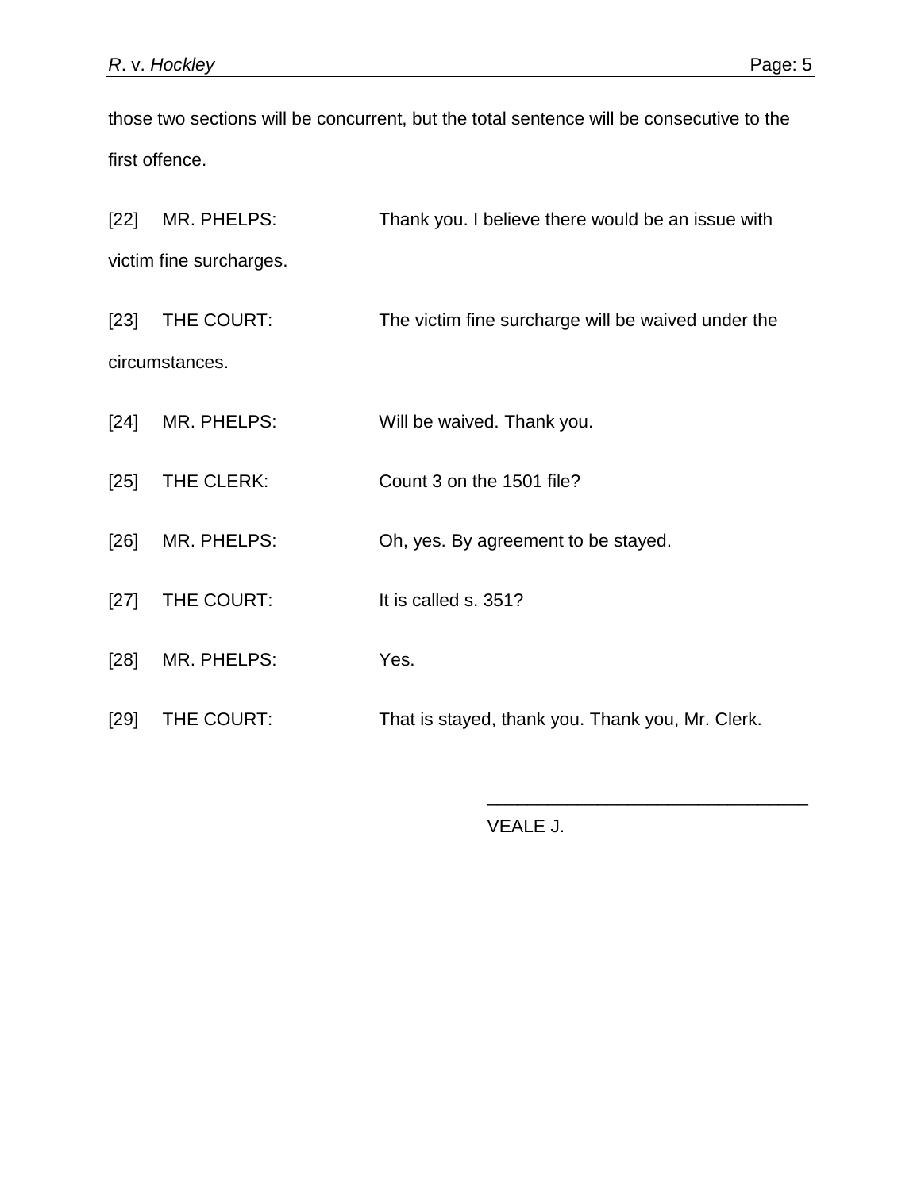those two sections will be concurrent, but the total sentence will be consecutive to the first offence.

[22] MR. PHELPS: Thank you. I believe there would be an issue with victim fine surcharges.

[23] THE COURT: The victim fine surcharge will be waived under the circumstances.

[24] MR. PHELPS: Will be waived. Thank you.

[25] THE CLERK: Count 3 on the 1501 file?

[26] MR. PHELPS: Oh, yes. By agreement to be stayed.

[27] THE COURT: It is called s. 351?

[28] MR. PHELPS: Yes.

[29] THE COURT: That is stayed, thank you. Thank you, Mr. Clerk.

\_\_\_\_\_\_\_\_\_\_\_\_\_\_\_\_\_\_\_\_\_\_\_\_\_\_\_\_\_\_\_\_

VEALE J.